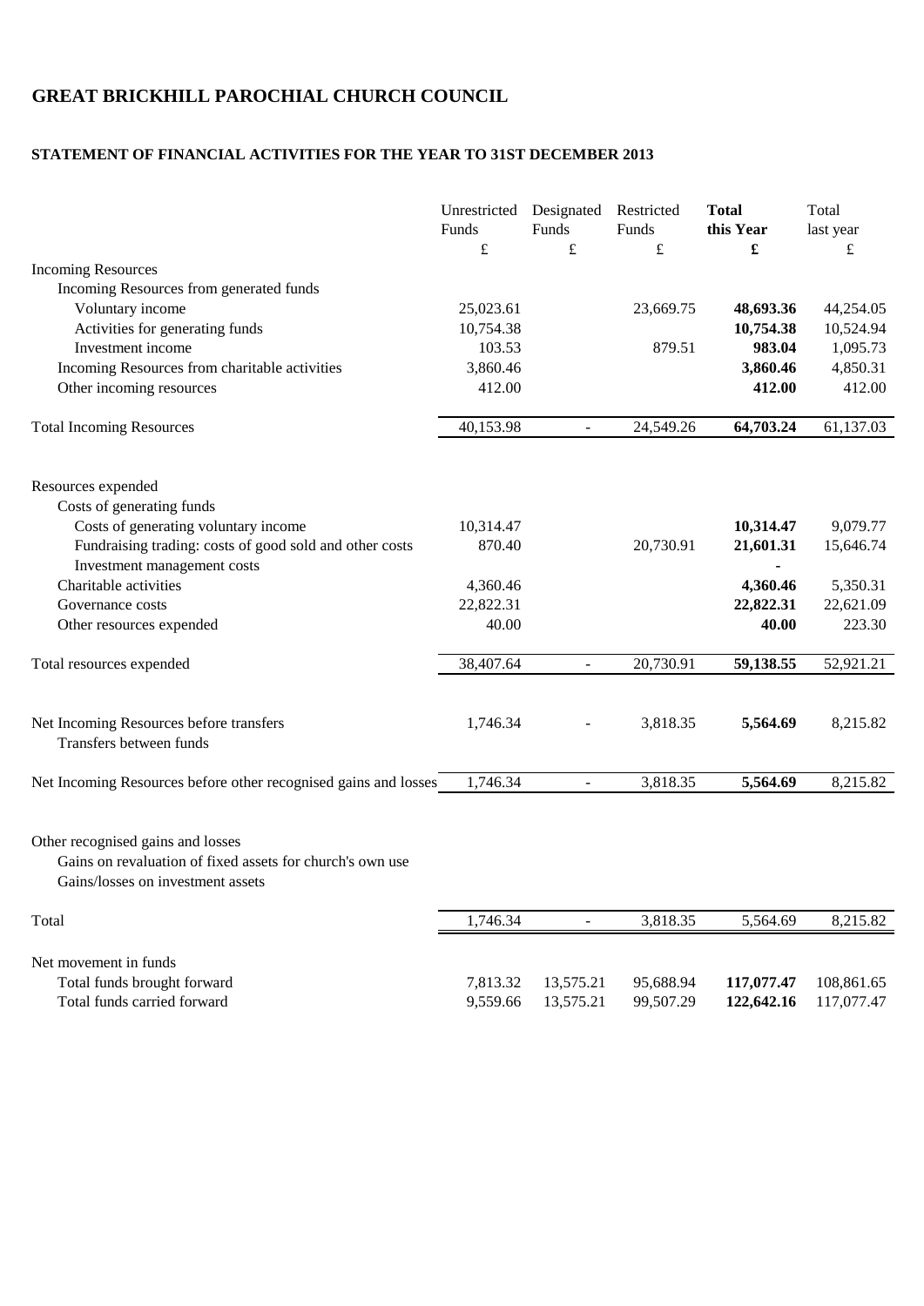# GREAT BRICKHILL PAROCHIAL CHURCH COUNCIL

## STATEMENT OF FINANCIAL ACTIVITIES FOR THE YEAR TO 31ST DECEMBER 2013

| | Unrestricted Funds | Designated Funds | Restricted Funds | **Total this Year** | Total last year |
|---|---|---|---|---|---|
| | £ | £ | £ | **£** | £ |
| Incoming Resources | | | | | |
| Incoming Resources from generated funds | | | | | |
| Voluntary income | 25,023.61 | | 23,669.75 | **48,693.36** | 44,254.05 |
| Activities for generating funds | 10,754.38 | | | **10,754.38** | 10,524.94 |
| Investment income | 103.53 | | 879.51 | **983.04** | 1,095.73 |
| Incoming Resources from charitable activities | 3,860.46 | | | **3,860.46** | 4,850.31 |
| Other incoming resources | 412.00 | | | **412.00** | 412.00 |
| Total Incoming Resources | 40,153.98 | - | 24,549.26 | **64,703.24** | 61,137.03 |
| Resources expended | | | | | |
| Costs of generating funds | | | | | |
| Costs of generating voluntary income | 10,314.47 | | | **10,314.47** | 9,079.77 |
| Fundraising trading: costs of good sold and other costs | 870.40 | | 20,730.91 | **21,601.31** | 15,646.74 |
| Investment management costs | | | | **-** | |
| Charitable activities | 4,360.46 | | | **4,360.46** | 5,350.31 |
| Governance costs | 22,822.31 | | | **22,822.31** | 22,621.09 |
| Other resources expended | 40.00 | | | **40.00** | 223.30 |
| Total resources expended | 38,407.64 | - | 20,730.91 | **59,138.55** | 52,921.21 |
| Net Incoming Resources before transfers | 1,746.34 | - | 3,818.35 | **5,564.69** | 8,215.82 |
| Transfers between funds | | | | | |
| Net Incoming Resources before other recognised gains and losses | 1,746.34 | - | 3,818.35 | **5,564.69** | 8,215.82 |
| Other recognised gains and losses | | | | | |
| Gains on revaluation of fixed assets for church's own use | | | | | |
| Gains/losses on investment assets | | | | | |
| Total | 1,746.34 | - | 3,818.35 | 5,564.69 | 8,215.82 |
| Net movement in funds | | | | | |
| Total funds brought forward | 7,813.32 | 13,575.21 | 95,688.94 | **117,077.47** | 108,861.65 |
| Total funds carried forward | 9,559.66 | 13,575.21 | 99,507.29 | **122,642.16** | 117,077.47 |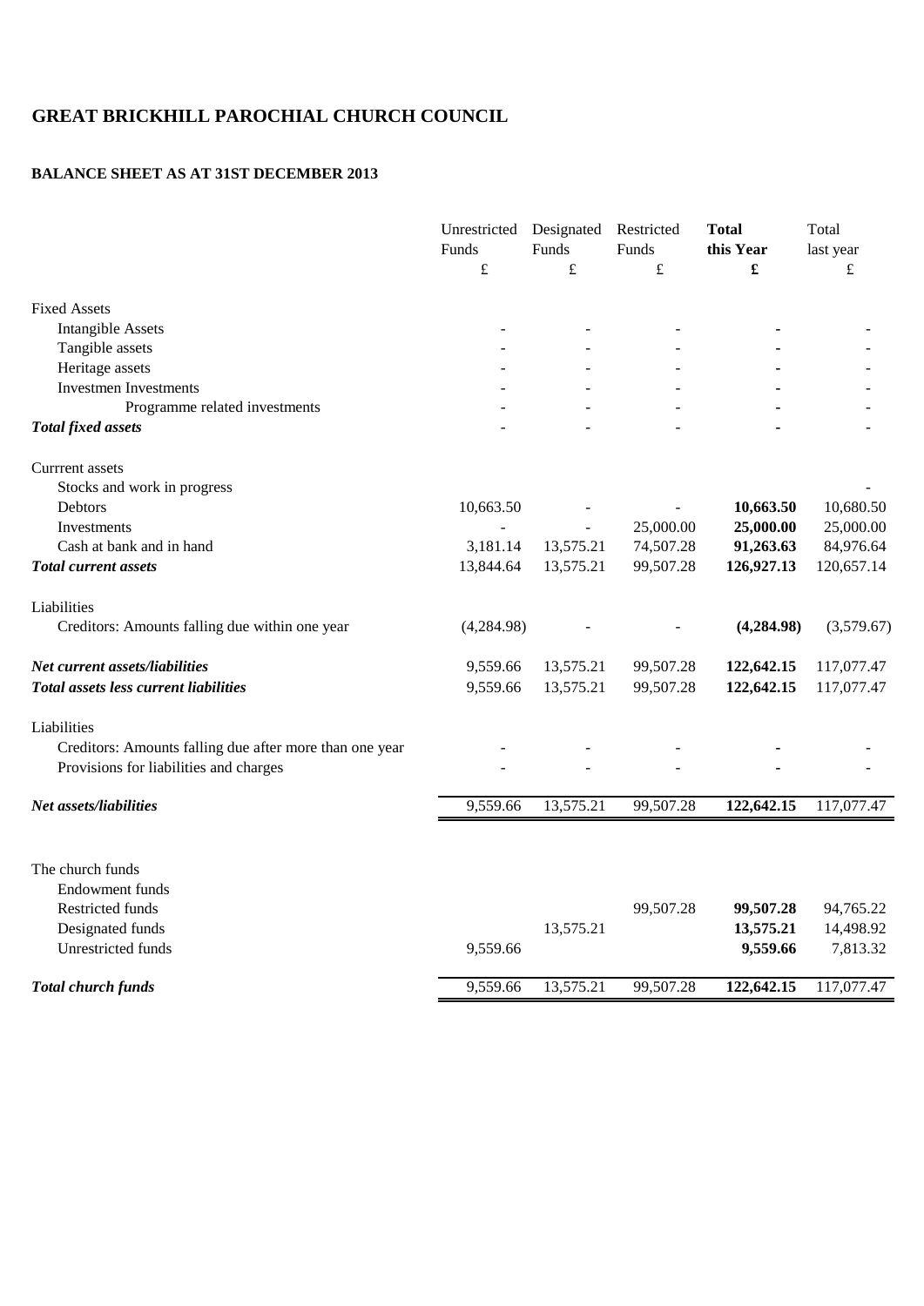# GREAT BRICKHILL PAROCHIAL CHURCH COUNCIL

## BALANCE SHEET AS AT 31ST DECEMBER 2013

| | Unrestricted Funds £ | Designated Funds £ | Restricted Funds £ | **Total this Year £** | Total last year £ |
|---|---|---|---|---|---|
| Fixed Assets | | | | | |
| Intangible Assets | - | - | - | **-** | - |
| Tangible assets | - | - | - | **-** | - |
| Heritage assets | - | - | - | **-** | - |
| Investmen Investments | - | - | - | **-** | - |
| Programme related investments | - | - | - | **-** | - |
| ***Total fixed assets*** | - | - | - | **-** | - |
| Currrent assets | | | | | |
| Stocks and work in progress | | | | | - |
| Debtors | 10,663.50 | - | - | **10,663.50** | 10,680.50 |
| Investments | - | - | 25,000.00 | **25,000.00** | 25,000.00 |
| Cash at bank and in hand | 3,181.14 | 13,575.21 | 74,507.28 | **91,263.63** | 84,976.64 |
| ***Total current assets*** | 13,844.64 | 13,575.21 | 99,507.28 | **126,927.13** | 120,657.14 |
| Liabilities | | | | | |
| Creditors: Amounts falling due within one year | (4,284.98) | - | - | **(4,284.98)** | (3,579.67) |
| ***Net current assets/liabilities*** | 9,559.66 | 13,575.21 | 99,507.28 | **122,642.15** | 117,077.47 |
| ***Total assets less current liabilities*** | 9,559.66 | 13,575.21 | 99,507.28 | **122,642.15** | 117,077.47 |
| Liabilities | | | | | |
| Creditors: Amounts falling due after more than one year | - | - | - | **-** | - |
| Provisions for liabilities and charges | - | - | - | **-** | - |
| ***Net assets/liabilities*** | 9,559.66 | 13,575.21 | 99,507.28 | **122,642.15** | 117,077.47 |
| The church funds | | | | | |
| Endowment funds | | | | | |
| Restricted funds | | | 99,507.28 | **99,507.28** | 94,765.22 |
| Designated funds | | 13,575.21 | | **13,575.21** | 14,498.92 |
| Unrestricted funds | 9,559.66 | | | **9,559.66** | 7,813.32 |
| ***Total church funds*** | 9,559.66 | 13,575.21 | 99,507.28 | **122,642.15** | 117,077.47 |